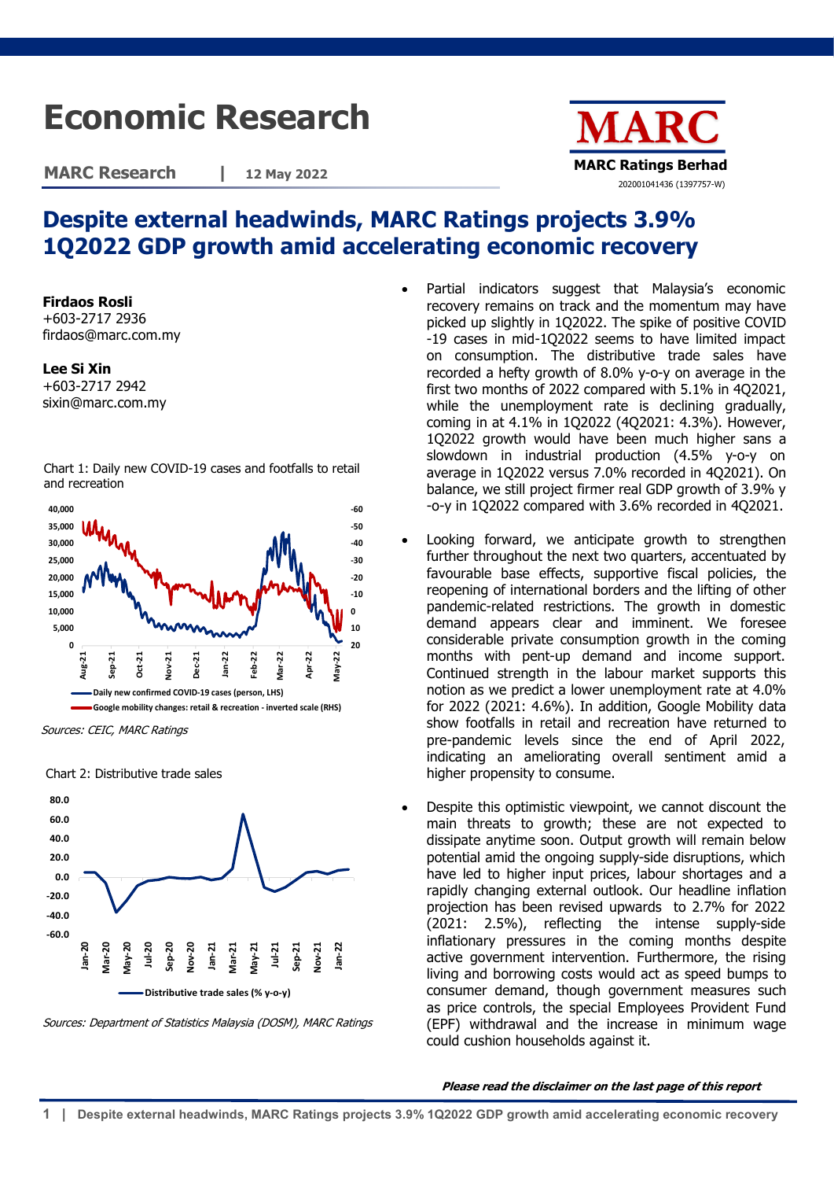# Economic Research

**MARC Research** | **12 May 2022**

**MARC Ratings Berhad**
202001041436 (1397757-W)

## Despite external headwinds, MARC Ratings projects 3.9% 1Q2022 GDP growth amid accelerating economic recovery

**Firdaos Rosli**
+603-2717 2936
firdaos@marc.com.my

**Lee Si Xin**
+603-2717 2942
sixin@marc.com.my

- Partial indicators suggest that Malaysia's economic recovery remains on track and the momentum may have picked up slightly in 1Q2022. The spike of positive COVID-19 cases in mid-1Q2022 seems to have limited impact on consumption. The distributive trade sales have recorded a hefty growth of 8.0% y-o-y on average in the first two months of 2022 compared with 5.1% in 4Q2021, while the unemployment rate is declining gradually, coming in at 4.1% in 1Q2022 (4Q2021: 4.3%). However, 1Q2022 growth would have been much higher sans a slowdown in industrial production (4.5% y-o-y on average in 1Q2022 versus 7.0% recorded in 4Q2021). On balance, we still project firmer real GDP growth of 3.9% y-o-y in 1Q2022 compared with 3.6% recorded in 4Q2021.

- Looking forward, we anticipate growth to strengthen further throughout the next two quarters, accentuated by favourable base effects, supportive fiscal policies, the reopening of international borders and the lifting of other pandemic-related restrictions. The growth in domestic demand appears clear and imminent. We foresee considerable private consumption growth in the coming months with pent-up demand and income support. Continued strength in the labour market supports this notion as we predict a lower unemployment rate at 4.0% for 2022 (2021: 4.6%). In addition, Google Mobility data show footfalls in retail and recreation have returned to pre-pandemic levels since the end of April 2022, indicating an ameliorating overall sentiment amid a higher propensity to consume.

- Despite this optimistic viewpoint, we cannot discount the main threats to growth; these are not expected to dissipate anytime soon. Output growth will remain below potential amid the ongoing supply-side disruptions, which have led to higher input prices, labour shortages and a rapidly changing external outlook. Our headline inflation projection has been revised upwards to 2.7% for 2022 (2021: 2.5%), reflecting the intense supply-side inflationary pressures in the coming months despite active government intervention. Furthermore, the rising living and borrowing costs would act as speed bumps to consumer demand, though government measures such as price controls, the special Employees Provident Fund (EPF) withdrawal and the increase in minimum wage could cushion households against it.

Chart 1: Daily new COVID-19 cases and footfalls to retail and recreation

*Sources: CEIC, MARC Ratings*

Chart 2: Distributive trade sales

*Sources: Department of Statistics Malaysia (DOSM), MARC Ratings*

***Please read the disclaimer on the last page of this report***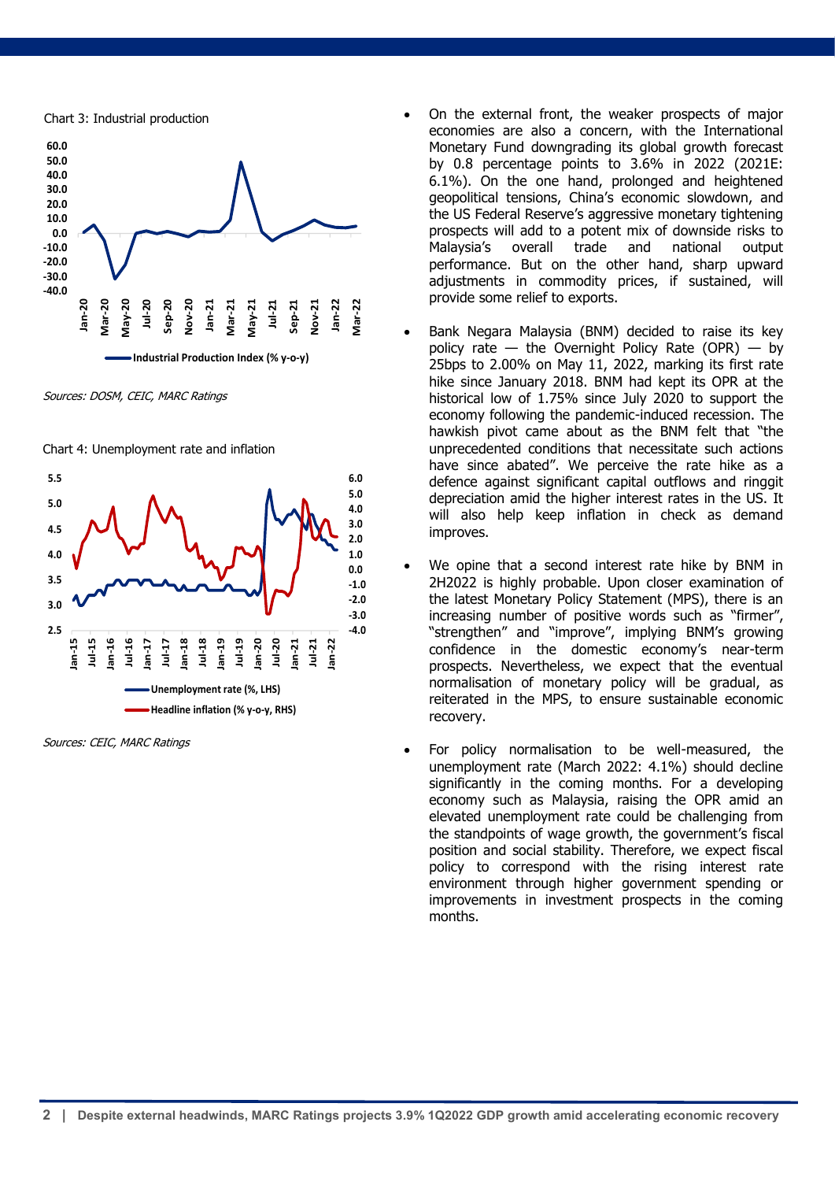Chart 3: Industrial production

Sources: DOSM, CEIC, MARC Ratings

Chart 4: Unemployment rate and inflation

Sources: CEIC, MARC Ratings

- On the external front, the weaker prospects of major economies are also a concern, with the International Monetary Fund downgrading its global growth forecast by 0.8 percentage points to 3.6% in 2022 (2021E: 6.1%). On the one hand, prolonged and heightened geopolitical tensions, China's economic slowdown, and the US Federal Reserve's aggressive monetary tightening prospects will add to a potent mix of downside risks to Malaysia's overall trade and national output performance. But on the other hand, sharp upward adjustments in commodity prices, if sustained, will provide some relief to exports.

- Bank Negara Malaysia (BNM) decided to raise its key policy rate — the Overnight Policy Rate (OPR) — by 25bps to 2.00% on May 11, 2022, marking its first rate hike since January 2018. BNM had kept its OPR at the historical low of 1.75% since July 2020 to support the economy following the pandemic-induced recession. The hawkish pivot came about as the BNM felt that "the unprecedented conditions that necessitate such actions have since abated". We perceive the rate hike as a defence against significant capital outflows and ringgit depreciation amid the higher interest rates in the US. It will also help keep inflation in check as demand improves.

- We opine that a second interest rate hike by BNM in 2H2022 is highly probable. Upon closer examination of the latest Monetary Policy Statement (MPS), there is an increasing number of positive words such as "firmer", "strengthen" and "improve", implying BNM's growing confidence in the domestic economy's near-term prospects. Nevertheless, we expect that the eventual normalisation of monetary policy will be gradual, as reiterated in the MPS, to ensure sustainable economic recovery.

- For policy normalisation to be well-measured, the unemployment rate (March 2022: 4.1%) should decline significantly in the coming months. For a developing economy such as Malaysia, raising the OPR amid an elevated unemployment rate could be challenging from the standpoints of wage growth, the government's fiscal position and social stability. Therefore, we expect fiscal policy to correspond with the rising interest rate environment through higher government spending or improvements in investment prospects in the coming months.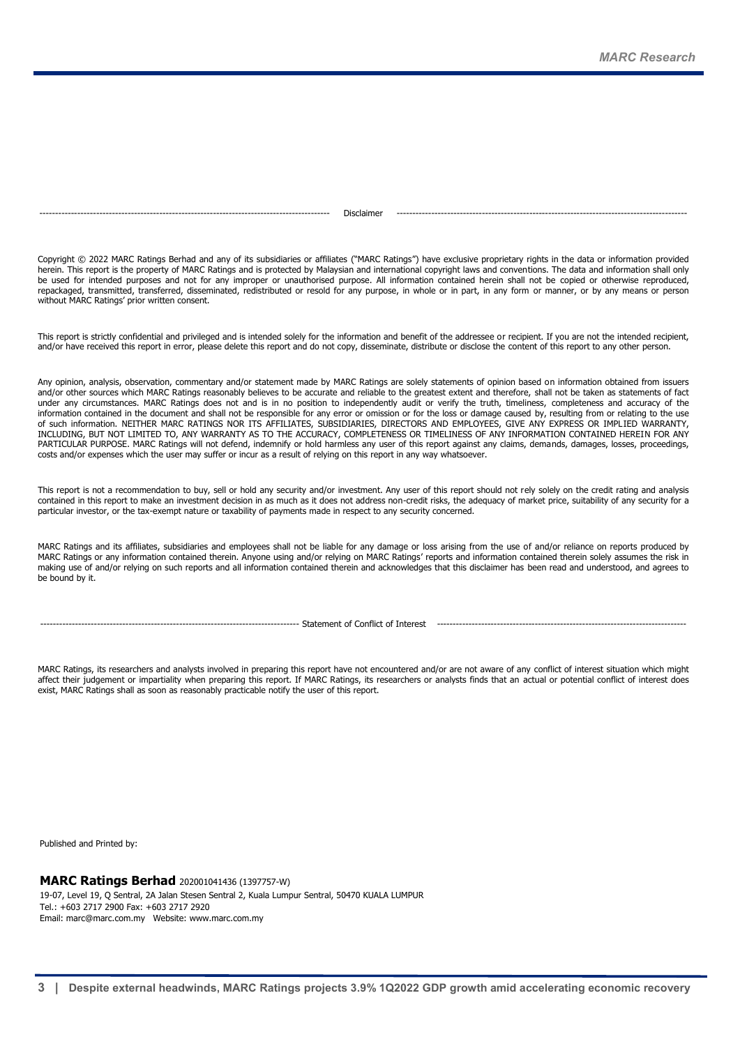## Disclaimer

Copyright © 2022 MARC Ratings Berhad and any of its subsidiaries or affiliates ("MARC Ratings") have exclusive proprietary rights in the data or information provided herein. This report is the property of MARC Ratings and is protected by Malaysian and international copyright laws and conventions. The data and information shall only be used for intended purposes and not for any improper or unauthorised purpose. All information contained herein shall not be copied or otherwise reproduced, repackaged, transmitted, transferred, disseminated, redistributed or resold for any purpose, in whole or in part, in any form or manner, or by any means or person without MARC Ratings' prior written consent.

This report is strictly confidential and privileged and is intended solely for the information and benefit of the addressee or recipient. If you are not the intended recipient, and/or have received this report in error, please delete this report and do not copy, disseminate, distribute or disclose the content of this report to any other person.

Any opinion, analysis, observation, commentary and/or statement made by MARC Ratings are solely statements of opinion based on information obtained from issuers and/or other sources which MARC Ratings reasonably believes to be accurate and reliable to the greatest extent and therefore, shall not be taken as statements of fact under any circumstances. MARC Ratings does not and is in no position to independently audit or verify the truth, timeliness, completeness and accuracy of the information contained in the document and shall not be responsible for any error or omission or for the loss or damage caused by, resulting from or relating to the use of such information. NEITHER MARC RATINGS NOR ITS AFFILIATES, SUBSIDIARIES, DIRECTORS AND EMPLOYEES, GIVE ANY EXPRESS OR IMPLIED WARRANTY, INCLUDING, BUT NOT LIMITED TO, ANY WARRANTY AS TO THE ACCURACY, COMPLETENESS OR TIMELINESS OF ANY INFORMATION CONTAINED HEREIN FOR ANY PARTICULAR PURPOSE. MARC Ratings will not defend, indemnify or hold harmless any user of this report against any claims, demands, damages, losses, proceedings, costs and/or expenses which the user may suffer or incur as a result of relying on this report in any way whatsoever.

This report is not a recommendation to buy, sell or hold any security and/or investment. Any user of this report should not rely solely on the credit rating and analysis contained in this report to make an investment decision in as much as it does not address non-credit risks, the adequacy of market price, suitability of any security for a particular investor, or the tax-exempt nature or taxability of payments made in respect to any security concerned.

MARC Ratings and its affiliates, subsidiaries and employees shall not be liable for any damage or loss arising from the use of and/or reliance on reports produced by MARC Ratings or any information contained therein. Anyone using and/or relying on MARC Ratings' reports and information contained therein solely assumes the risk in making use of and/or relying on such reports and all information contained therein and acknowledges that this disclaimer has been read and understood, and agrees to be bound by it.

## Statement of Conflict of Interest

MARC Ratings, its researchers and analysts involved in preparing this report have not encountered and/or are not aware of any conflict of interest situation which might affect their judgement or impartiality when preparing this report. If MARC Ratings, its researchers or analysts finds that an actual or potential conflict of interest does exist, MARC Ratings shall as soon as reasonably practicable notify the user of this report.

Published and Printed by:

**MARC Ratings Berhad** 202001041436 (1397757-W)
19-07, Level 19, Q Sentral, 2A Jalan Stesen Sentral 2, Kuala Lumpur Sentral, 50470 KUALA LUMPUR
Tel.: +603 2717 2900 Fax: +603 2717 2920
Email: marc@marc.com.my Website: www.marc.com.my